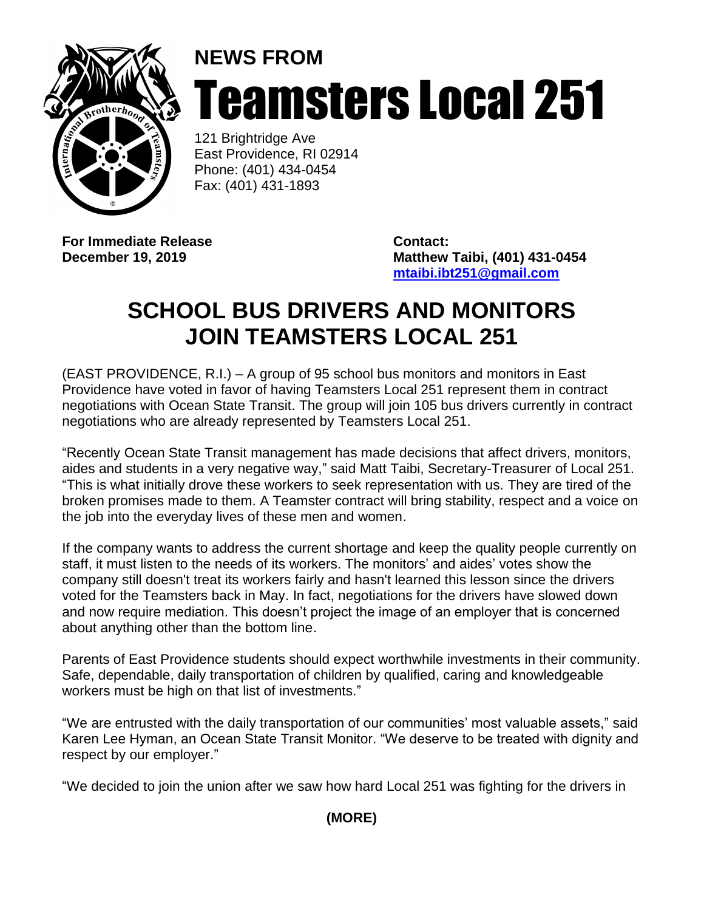NEWS FROM

# Teamsters Local 251

121 Brightridge Ave
East Providence, RI 02914
Phone: (401) 434-0454
Fax: (401) 431-1893

**For Immediate Release**
**December 19, 2019**

**Contact:**
**Matthew Taibi, (401) 431-0454**
**mtaibi.ibt251@gmail.com**

# SCHOOL BUS DRIVERS AND MONITORS JOIN TEAMSTERS LOCAL 251

(EAST PROVIDENCE, R.I.) – A group of 95 school bus monitors and monitors in East Providence have voted in favor of having Teamsters Local 251 represent them in contract negotiations with Ocean State Transit. The group will join 105 bus drivers currently in contract negotiations who are already represented by Teamsters Local 251.

"Recently Ocean State Transit management has made decisions that affect drivers, monitors, aides and students in a very negative way," said Matt Taibi, Secretary-Treasurer of Local 251. "This is what initially drove these workers to seek representation with us. They are tired of the broken promises made to them. A Teamster contract will bring stability, respect and a voice on the job into the everyday lives of these men and women.

If the company wants to address the current shortage and keep the quality people currently on staff, it must listen to the needs of its workers. The monitors' and aides' votes show the company still doesn't treat its workers fairly and hasn't learned this lesson since the drivers voted for the Teamsters back in May. In fact, negotiations for the drivers have slowed down and now require mediation. This doesn't project the image of an employer that is concerned about anything other than the bottom line.

Parents of East Providence students should expect worthwhile investments in their community. Safe, dependable, daily transportation of children by qualified, caring and knowledgeable workers must be high on that list of investments."

"We are entrusted with the daily transportation of our communities' most valuable assets," said Karen Lee Hyman, an Ocean State Transit Monitor. "We deserve to be treated with dignity and respect by our employer."

"We decided to join the union after we saw how hard Local 251 was fighting for the drivers in

**(MORE)**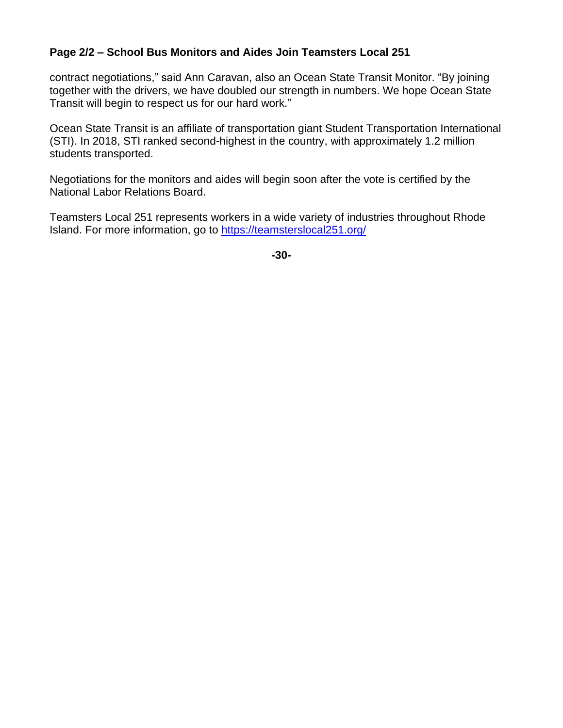contract negotiations," said Ann Caravan, also an Ocean State Transit Monitor. "By joining together with the drivers, we have doubled our strength in numbers. We hope Ocean State Transit will begin to respect us for our hard work."

Ocean State Transit is an affiliate of transportation giant Student Transportation International (STI). In 2018, STI ranked second-highest in the country, with approximately 1.2 million students transported.

Negotiations for the monitors and aides will begin soon after the vote is certified by the National Labor Relations Board.

Teamsters Local 251 represents workers in a wide variety of industries throughout Rhode Island. For more information, go to https://teamsterslocal251.org/

**-30-**